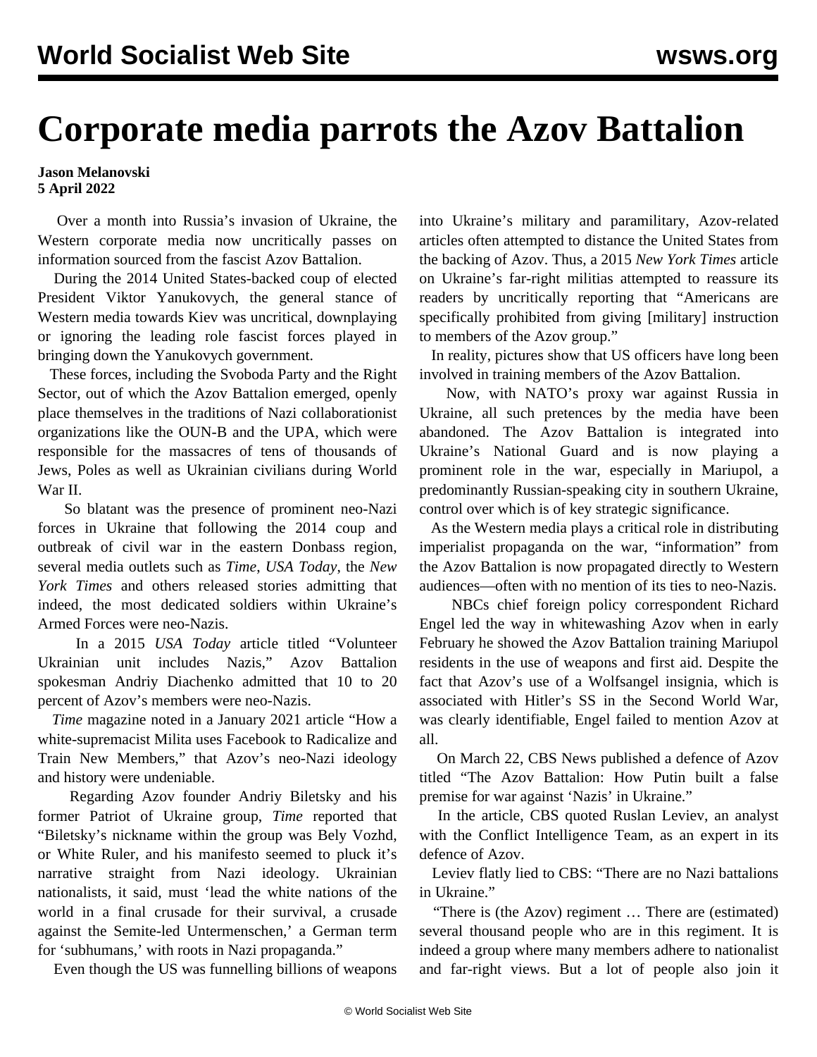# Corporate media parrots the Azov Battalion

**Jason Melanovski**
**5 April 2022**

Over a month into Russia's invasion of Ukraine, the Western corporate media now uncritically passes on information sourced from the fascist Azov Battalion.

During the 2014 United States-backed coup of elected President Viktor Yanukovych, the general stance of Western media towards Kiev was uncritical, downplaying or ignoring the leading role fascist forces played in bringing down the Yanukovych government.

These forces, including the Svoboda Party and the Right Sector, out of which the Azov Battalion emerged, openly place themselves in the traditions of Nazi collaborationist organizations like the OUN-B and the UPA, which were responsible for the massacres of tens of thousands of Jews, Poles as well as Ukrainian civilians during World War II.

So blatant was the presence of prominent neo-Nazi forces in Ukraine that following the 2014 coup and outbreak of civil war in the eastern Donbass region, several media outlets such as *Time*, *USA Today*, the *New York Times* and others released stories admitting that indeed, the most dedicated soldiers within Ukraine's Armed Forces were neo-Nazis.

In a 2015 *USA Today* article titled "Volunteer Ukrainian unit includes Nazis," Azov Battalion spokesman Andriy Diachenko admitted that 10 to 20 percent of Azov's members were neo-Nazis.

*Time* magazine noted in a January 2021 article "How a white-supremacist Milita uses Facebook to Radicalize and Train New Members," that Azov's neo-Nazi ideology and history were undeniable.

Regarding Azov founder Andriy Biletsky and his former Patriot of Ukraine group, *Time* reported that "Biletsky's nickname within the group was Bely Vozhd, or White Ruler, and his manifesto seemed to pluck it's narrative straight from Nazi ideology. Ukrainian nationalists, it said, must 'lead the white nations of the world in a final crusade for their survival, a crusade against the Semite-led Untermenschen,' a German term for 'subhumans,' with roots in Nazi propaganda."

Even though the US was funnelling billions of weapons into Ukraine's military and paramilitary, Azov-related articles often attempted to distance the United States from the backing of Azov. Thus, a 2015 *New York Times* article on Ukraine's far-right militias attempted to reassure its readers by uncritically reporting that "Americans are specifically prohibited from giving [military] instruction to members of the Azov group."

In reality, pictures show that US officers have long been involved in training members of the Azov Battalion.

Now, with NATO's proxy war against Russia in Ukraine, all such pretences by the media have been abandoned. The Azov Battalion is integrated into Ukraine's National Guard and is now playing a prominent role in the war, especially in Mariupol, a predominantly Russian-speaking city in southern Ukraine, control over which is of key strategic significance.

As the Western media plays a critical role in distributing imperialist propaganda on the war, "information" from the Azov Battalion is now propagated directly to Western audiences—often with no mention of its ties to neo-Nazis.

NBCs chief foreign policy correspondent Richard Engel led the way in whitewashing Azov when in early February he showed the Azov Battalion training Mariupol residents in the use of weapons and first aid. Despite the fact that Azov's use of a Wolfsangel insignia, which is associated with Hitler's SS in the Second World War, was clearly identifiable, Engel failed to mention Azov at all.

On March 22, CBS News published a defence of Azov titled "The Azov Battalion: How Putin built a false premise for war against 'Nazis' in Ukraine."

In the article, CBS quoted Ruslan Leviev, an analyst with the Conflict Intelligence Team, as an expert in its defence of Azov.

Leviev flatly lied to CBS: "There are no Nazi battalions in Ukraine."

"There is (the Azov) regiment … There are (estimated) several thousand people who are in this regiment. It is indeed a group where many members adhere to nationalist and far-right views. But a lot of people also join it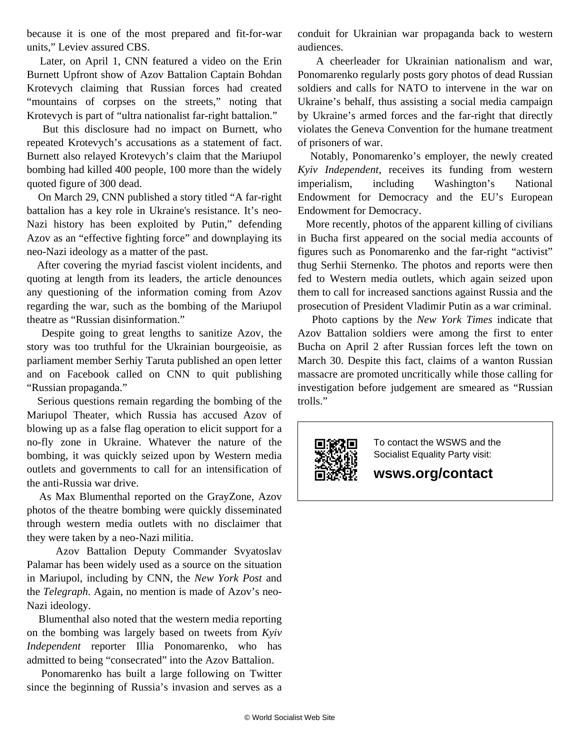because it is one of the most prepared and fit-for-war units," Leviev assured CBS.

Later, on April 1, CNN featured a video on the Erin Burnett Upfront show of Azov Battalion Captain Bohdan Krotevych claiming that Russian forces had created "mountains of corpses on the streets," noting that Krotevych is part of "ultra nationalist far-right battalion."

But this disclosure had no impact on Burnett, who repeated Krotevych's accusations as a statement of fact. Burnett also relayed Krotevych's claim that the Mariupol bombing had killed 400 people, 100 more than the widely quoted figure of 300 dead.

On March 29, CNN published a story titled "A far-right battalion has a key role in Ukraine's resistance. It's neo-Nazi history has been exploited by Putin," defending Azov as an "effective fighting force" and downplaying its neo-Nazi ideology as a matter of the past.

After covering the myriad fascist violent incidents, and quoting at length from its leaders, the article denounces any questioning of the information coming from Azov regarding the war, such as the bombing of the Mariupol theatre as "Russian disinformation."

Despite going to great lengths to sanitize Azov, the story was too truthful for the Ukrainian bourgeoisie, as parliament member Serhiy Taruta published an open letter and on Facebook called on CNN to quit publishing "Russian propaganda."

Serious questions remain regarding the bombing of the Mariupol Theater, which Russia has accused Azov of blowing up as a false flag operation to elicit support for a no-fly zone in Ukraine. Whatever the nature of the bombing, it was quickly seized upon by Western media outlets and governments to call for an intensification of the anti-Russia war drive.

As Max Blumenthal reported on the GrayZone, Azov photos of the theatre bombing were quickly disseminated through western media outlets with no disclaimer that they were taken by a neo-Nazi militia.

Azov Battalion Deputy Commander Svyatoslav Palamar has been widely used as a source on the situation in Mariupol, including by CNN, the *New York Post* and the *Telegraph*. Again, no mention is made of Azov's neo-Nazi ideology.

Blumenthal also noted that the western media reporting on the bombing was largely based on tweets from *Kyiv Independent* reporter Illia Ponomarenko, who has admitted to being "consecrated" into the Azov Battalion.

Ponomarenko has built a large following on Twitter since the beginning of Russia's invasion and serves as a conduit for Ukrainian war propaganda back to western audiences.

A cheerleader for Ukrainian nationalism and war, Ponomarenko regularly posts gory photos of dead Russian soldiers and calls for NATO to intervene in the war on Ukraine's behalf, thus assisting a social media campaign by Ukraine's armed forces and the far-right that directly violates the Geneva Convention for the humane treatment of prisoners of war.

Notably, Ponomarenko's employer, the newly created *Kyiv Independent*, receives its funding from western imperialism, including Washington's National Endowment for Democracy and the EU's European Endowment for Democracy.

More recently, photos of the apparent killing of civilians in Bucha first appeared on the social media accounts of figures such as Ponomarenko and the far-right "activist" thug Serhii Sternenko. The photos and reports were then fed to Western media outlets, which again seized upon them to call for increased sanctions against Russia and the prosecution of President Vladimir Putin as a war criminal.

Photo captions by the *New York Times* indicate that Azov Battalion soldiers were among the first to enter Bucha on April 2 after Russian forces left the town on March 30. Despite this fact, claims of a wanton Russian massacre are promoted uncritically while those calling for investigation before judgement are smeared as "Russian trolls."

To contact the WSWS and the Socialist Equality Party visit:

**wsws.org/contact**